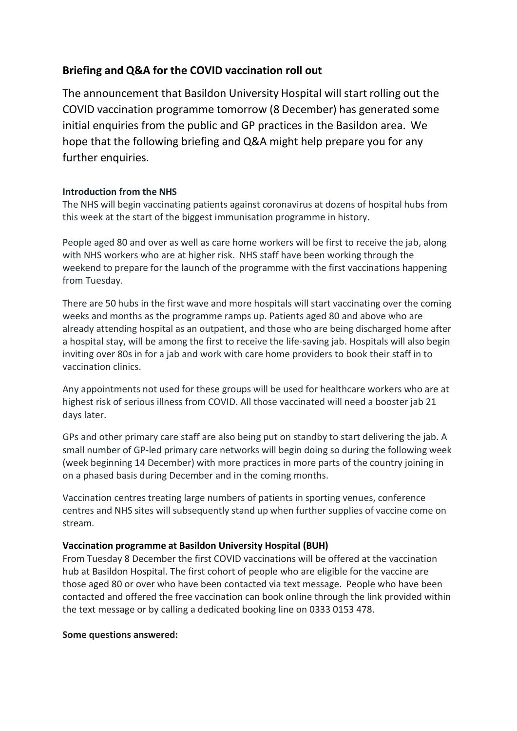## Briefing and Q&A for the COVID vaccination roll out

The announcement that Basildon University Hospital will start rolling out the COVID vaccination programme tomorrow (8 December) has generated some initial enquiries from the public and GP practices in the Basildon area. We hope that the following briefing and Q&A might help prepare you for any further enquiries.

**Introduction from the NHS**

The NHS will begin vaccinating patients against coronavirus at dozens of hospital hubs from this week at the start of the biggest immunisation programme in history.

People aged 80 and over as well as care home workers will be first to receive the jab, along with NHS workers who are at higher risk. NHS staff have been working through the weekend to prepare for the launch of the programme with the first vaccinations happening from Tuesday.

There are 50 hubs in the first wave and more hospitals will start vaccinating over the coming weeks and months as the programme ramps up. Patients aged 80 and above who are already attending hospital as an outpatient, and those who are being discharged home after a hospital stay, will be among the first to receive the life-saving jab. Hospitals will also begin inviting over 80s in for a jab and work with care home providers to book their staff in to vaccination clinics.

Any appointments not used for these groups will be used for healthcare workers who are at highest risk of serious illness from COVID. All those vaccinated will need a booster jab 21 days later.

GPs and other primary care staff are also being put on standby to start delivering the jab. A small number of GP-led primary care networks will begin doing so during the following week (week beginning 14 December) with more practices in more parts of the country joining in on a phased basis during December and in the coming months.

Vaccination centres treating large numbers of patients in sporting venues, conference centres and NHS sites will subsequently stand up when further supplies of vaccine come on stream.

**Vaccination programme at Basildon University Hospital (BUH)**

From Tuesday 8 December the first COVID vaccinations will be offered at the vaccination hub at Basildon Hospital. The first cohort of people who are eligible for the vaccine are those aged 80 or over who have been contacted via text message. People who have been contacted and offered the free vaccination can book online through the link provided within the text message or by calling a dedicated booking line on 0333 0153 478.

**Some questions answered:**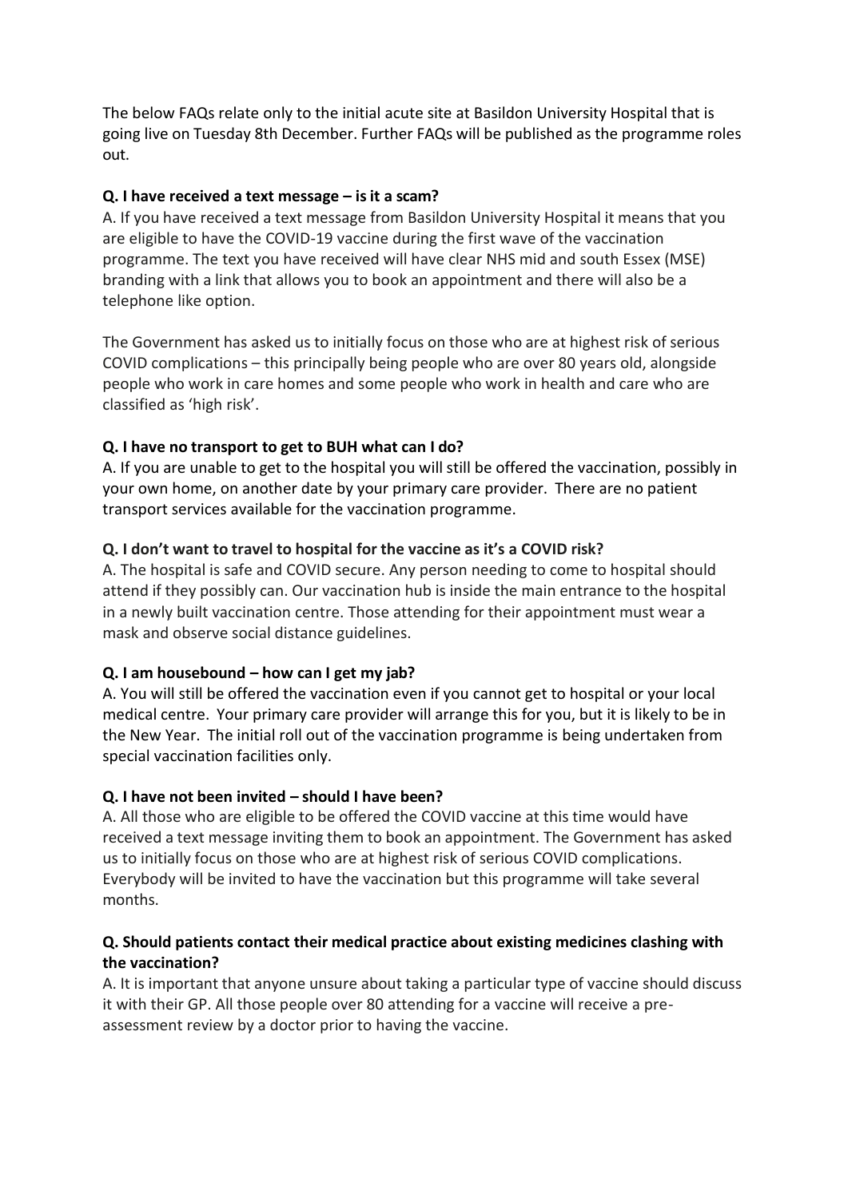The below FAQs relate only to the initial acute site at Basildon University Hospital that is going live on Tuesday 8th December. Further FAQs will be published as the programme roles out.

**Q. I have received a text message – is it a scam?**

A. If you have received a text message from Basildon University Hospital it means that you are eligible to have the COVID-19 vaccine during the first wave of the vaccination programme. The text you have received will have clear NHS mid and south Essex (MSE) branding with a link that allows you to book an appointment and there will also be a telephone like option.

The Government has asked us to initially focus on those who are at highest risk of serious COVID complications – this principally being people who are over 80 years old, alongside people who work in care homes and some people who work in health and care who are classified as 'high risk'.

**Q. I have no transport to get to BUH what can I do?**

A. If you are unable to get to the hospital you will still be offered the vaccination, possibly in your own home, on another date by your primary care provider. There are no patient transport services available for the vaccination programme.

**Q. I don't want to travel to hospital for the vaccine as it's a COVID risk?**

A. The hospital is safe and COVID secure. Any person needing to come to hospital should attend if they possibly can. Our vaccination hub is inside the main entrance to the hospital in a newly built vaccination centre. Those attending for their appointment must wear a mask and observe social distance guidelines.

**Q. I am housebound – how can I get my jab?**

A. You will still be offered the vaccination even if you cannot get to hospital or your local medical centre. Your primary care provider will arrange this for you, but it is likely to be in the New Year. The initial roll out of the vaccination programme is being undertaken from special vaccination facilities only.

**Q. I have not been invited – should I have been?**

A. All those who are eligible to be offered the COVID vaccine at this time would have received a text message inviting them to book an appointment. The Government has asked us to initially focus on those who are at highest risk of serious COVID complications. Everybody will be invited to have the vaccination but this programme will take several months.

**Q. Should patients contact their medical practice about existing medicines clashing with the vaccination?**

A. It is important that anyone unsure about taking a particular type of vaccine should discuss it with their GP. All those people over 80 attending for a vaccine will receive a pre-assessment review by a doctor prior to having the vaccine.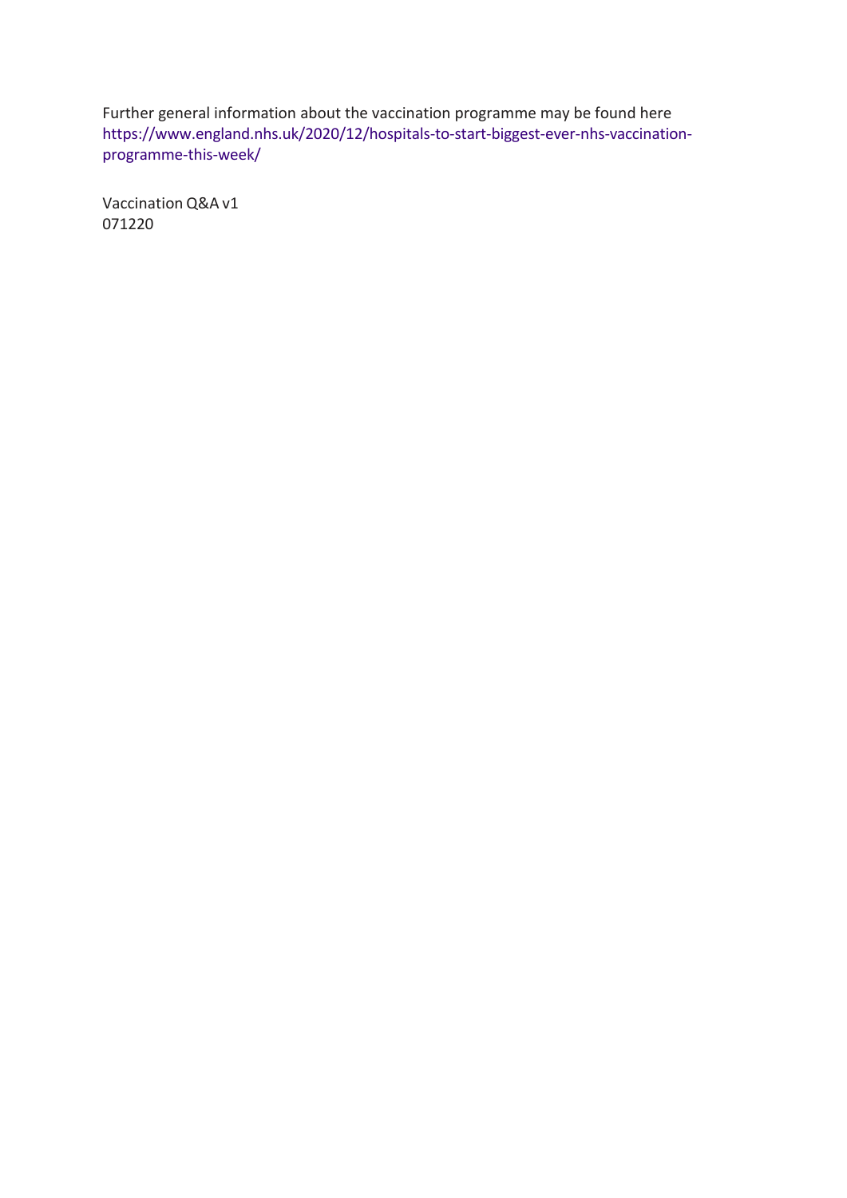Further general information about the vaccination programme may be found here https://www.england.nhs.uk/2020/12/hospitals-to-start-biggest-ever-nhs-vaccination-programme-this-week/

Vaccination Q&A v1
071220